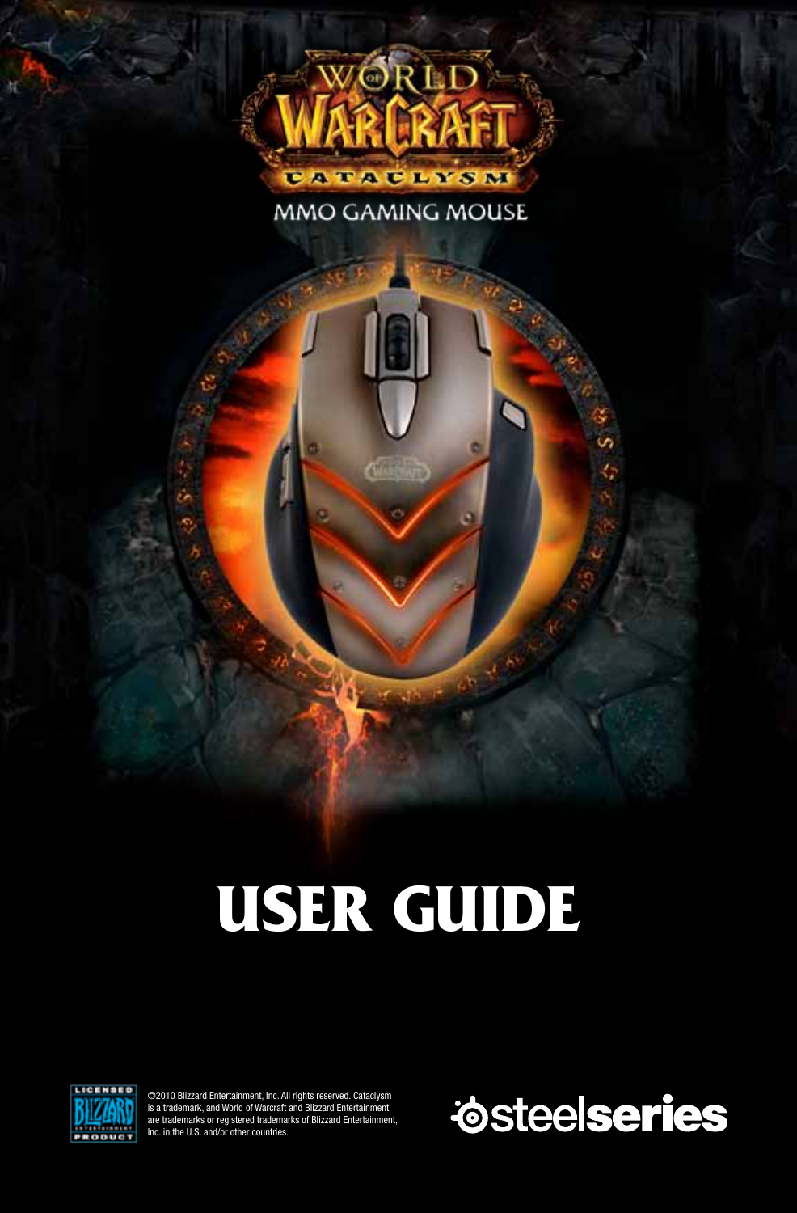# WORLD OF WARCRAFT CATACLYSM

## MMO GAMING MOUSE

# USER GUIDE

LICENSED BLIZZARD ENTERTAINMENT PRODUCT

©2010 Blizzard Entertainment, Inc. All rights reserved. Cataclysm is a trademark, and World of Warcraft and Blizzard Entertainment are trademarks or registered trademarks of Blizzard Entertainment, Inc. in the U.S. and/or other countries.

steelseries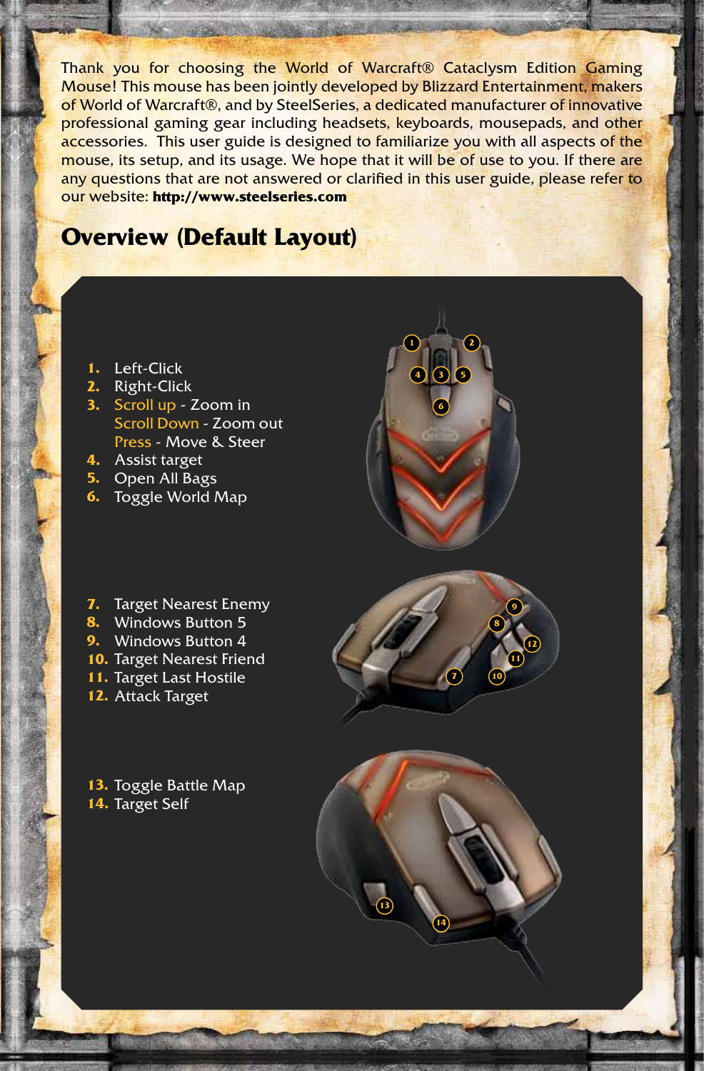Thank you for choosing the World of Warcraft® Cataclysm Edition Gaming Mouse! This mouse has been jointly developed by Blizzard Entertainment, makers of World of Warcraft®, and by SteelSeries, a dedicated manufacturer of innovative professional gaming gear including headsets, keyboards, mousepads, and other accessories. This user guide is designed to familiarize you with all aspects of the mouse, its setup, and its usage. We hope that it will be of use to you. If there are any questions that are not answered or clarified in this user guide, please refer to our website: **http://www.steelseries.com**

## Overview (Default Layout)

1. Left-Click
2. Right-Click
3. Scroll up - Zoom in
   Scroll Down - Zoom out
   Press - Move & Steer
4. Assist target
5. Open All Bags
6. Toggle World Map

7. Target Nearest Enemy
8. Windows Button 5
9. Windows Button 4
10. Target Nearest Friend
11. Target Last Hostile
12. Attack Target

13. Toggle Battle Map
14. Target Self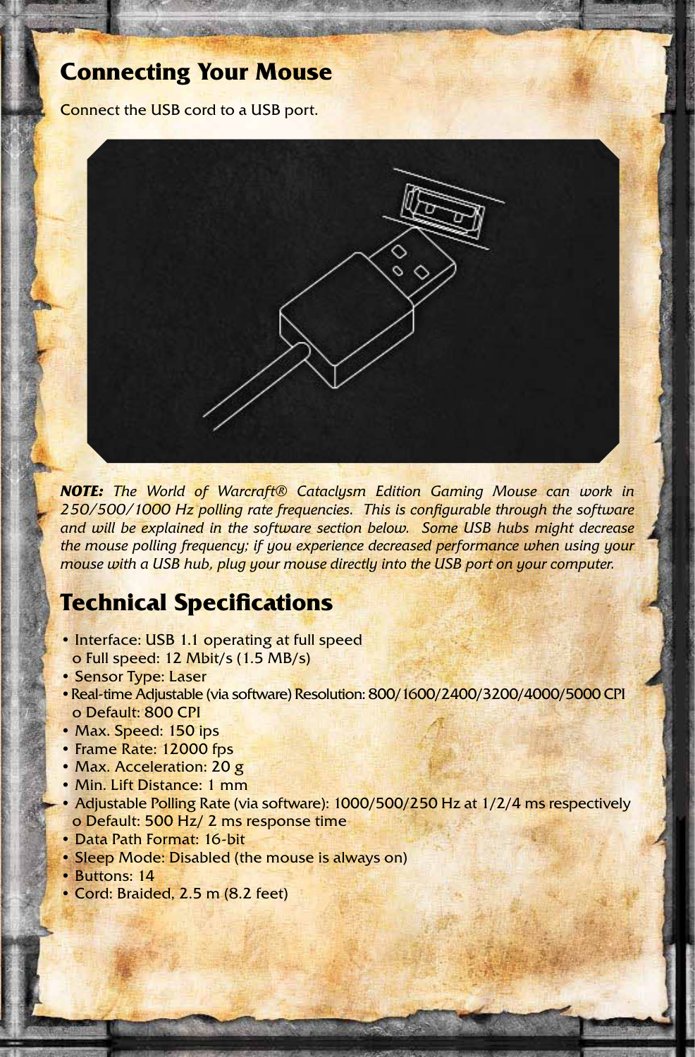## Connecting Your Mouse

Connect the USB cord to a USB port.

***NOTE:*** *The World of Warcraft® Cataclysm Edition Gaming Mouse can work in 250/500/1000 Hz polling rate frequencies. This is configurable through the software and will be explained in the software section below. Some USB hubs might decrease the mouse polling frequency; if you experience decreased performance when using your mouse with a USB hub, plug your mouse directly into the USB port on your computer.*

## Technical Specifications

- Interface: USB 1.1 operating at full speed
  - o Full speed: 12 Mbit/s (1.5 MB/s)
- Sensor Type: Laser
- Real-time Adjustable (via software) Resolution: 800/1600/2400/3200/4000/5000 CPI
  - o Default: 800 CPI
- Max. Speed: 150 ips
- Frame Rate: 12000 fps
- Max. Acceleration: 20 g
- Min. Lift Distance: 1 mm
- Adjustable Polling Rate (via software): 1000/500/250 Hz at 1/2/4 ms respectively
  - o Default: 500 Hz/ 2 ms response time
- Data Path Format: 16-bit
- Sleep Mode: Disabled (the mouse is always on)
- Buttons: 14
- Cord: Braided, 2.5 m (8.2 feet)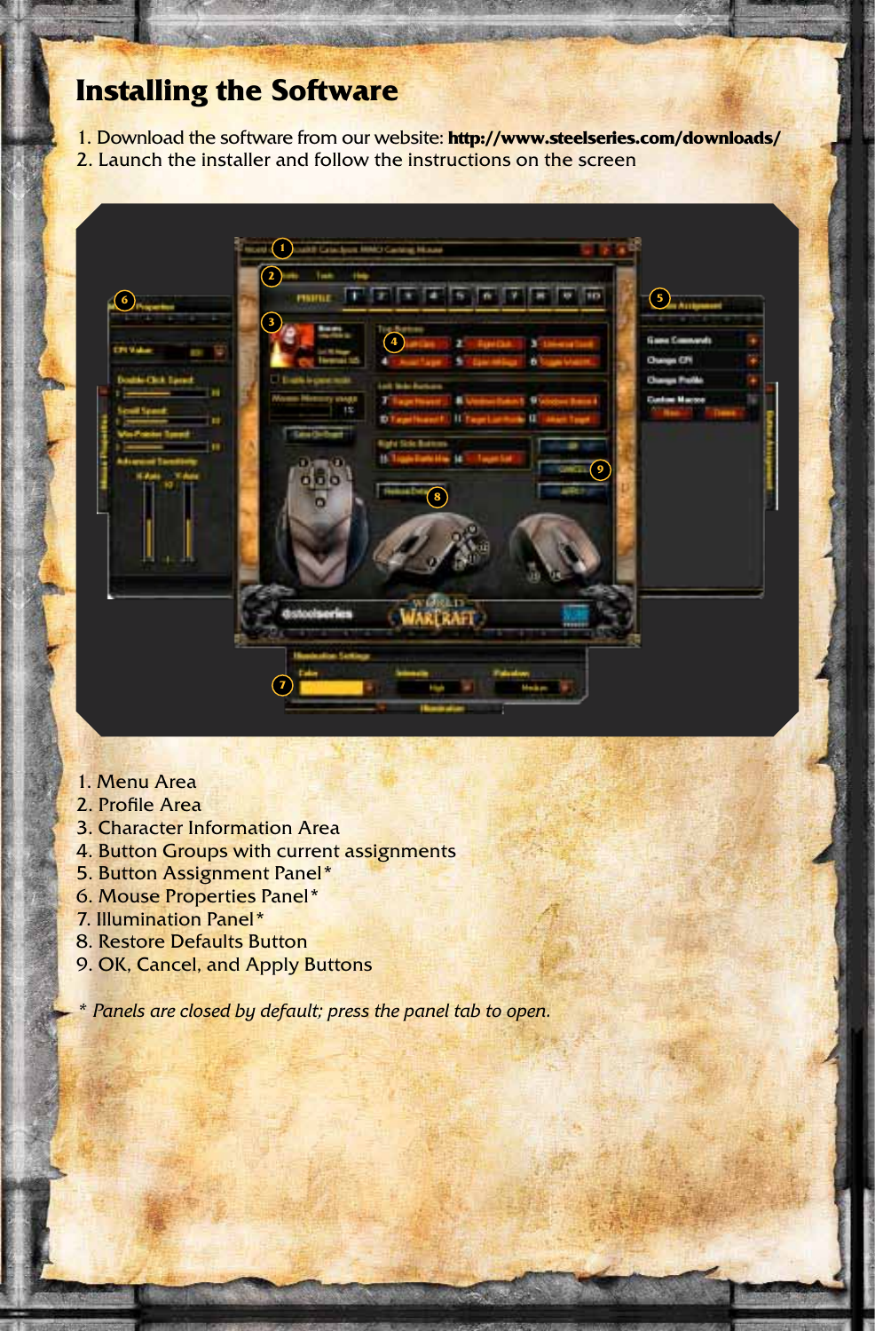# Installing the Software

1. Download the software from our website: **http://www.steelseries.com/downloads/**
2. Launch the installer and follow the instructions on the screen

1. Menu Area
2. Profile Area
3. Character Information Area
4. Button Groups with current assignments
5. Button Assignment Panel*
6. Mouse Properties Panel*
7. Illumination Panel*
8. Restore Defaults Button
9. OK, Cancel, and Apply Buttons

*\* Panels are closed by default; press the panel tab to open.*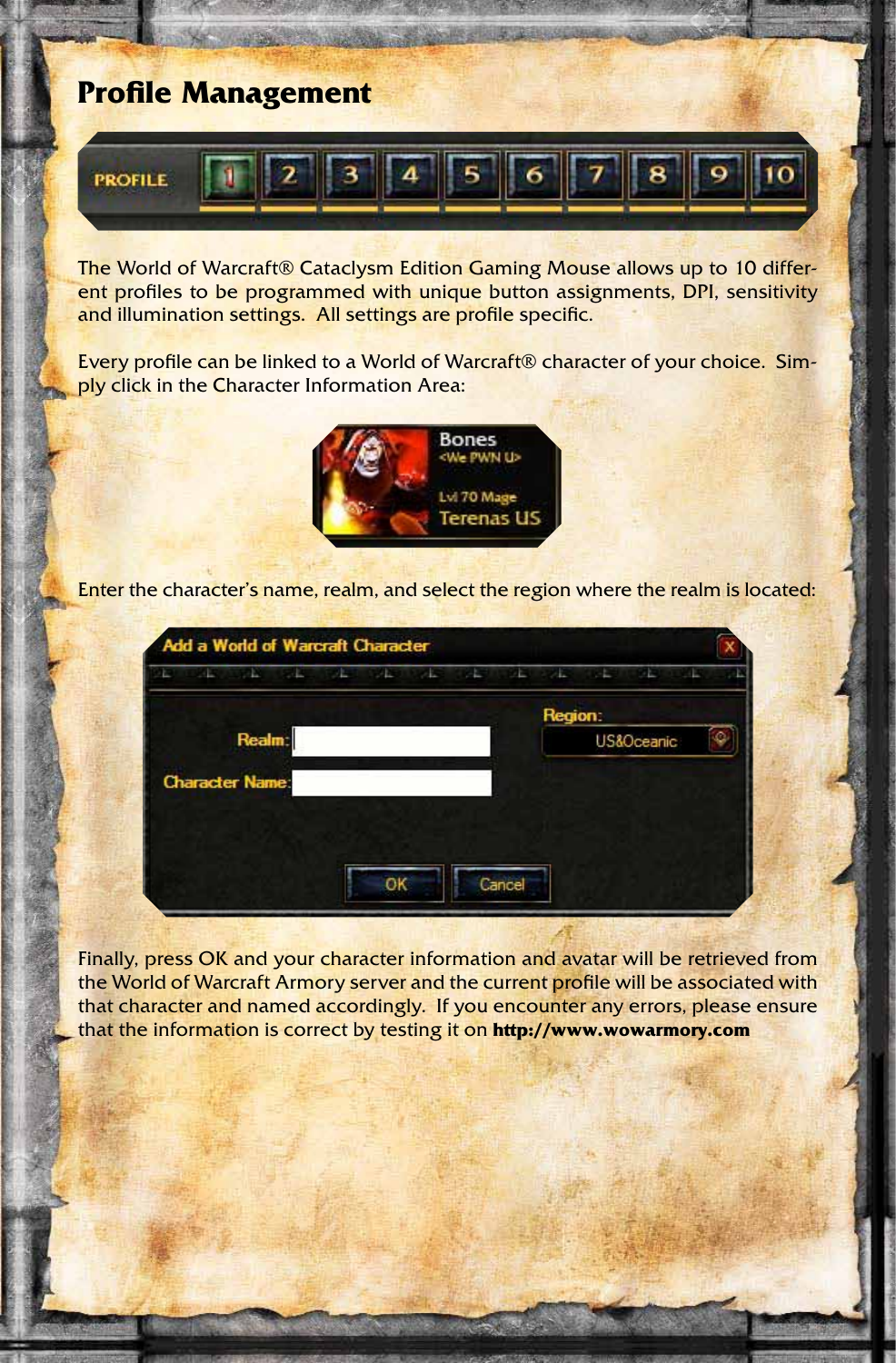# Profile Management

The World of Warcraft® Cataclysm Edition Gaming Mouse allows up to 10 different profiles to be programmed with unique button assignments, DPI, sensitivity and illumination settings. All settings are profile specific.

Every profile can be linked to a World of Warcraft® character of your choice. Simply click in the Character Information Area:

Enter the character's name, realm, and select the region where the realm is located:

Finally, press OK and your character information and avatar will be retrieved from the World of Warcraft Armory server and the current profile will be associated with that character and named accordingly. If you encounter any errors, please ensure that the information is correct by testing it on **http://www.wowarmory.com**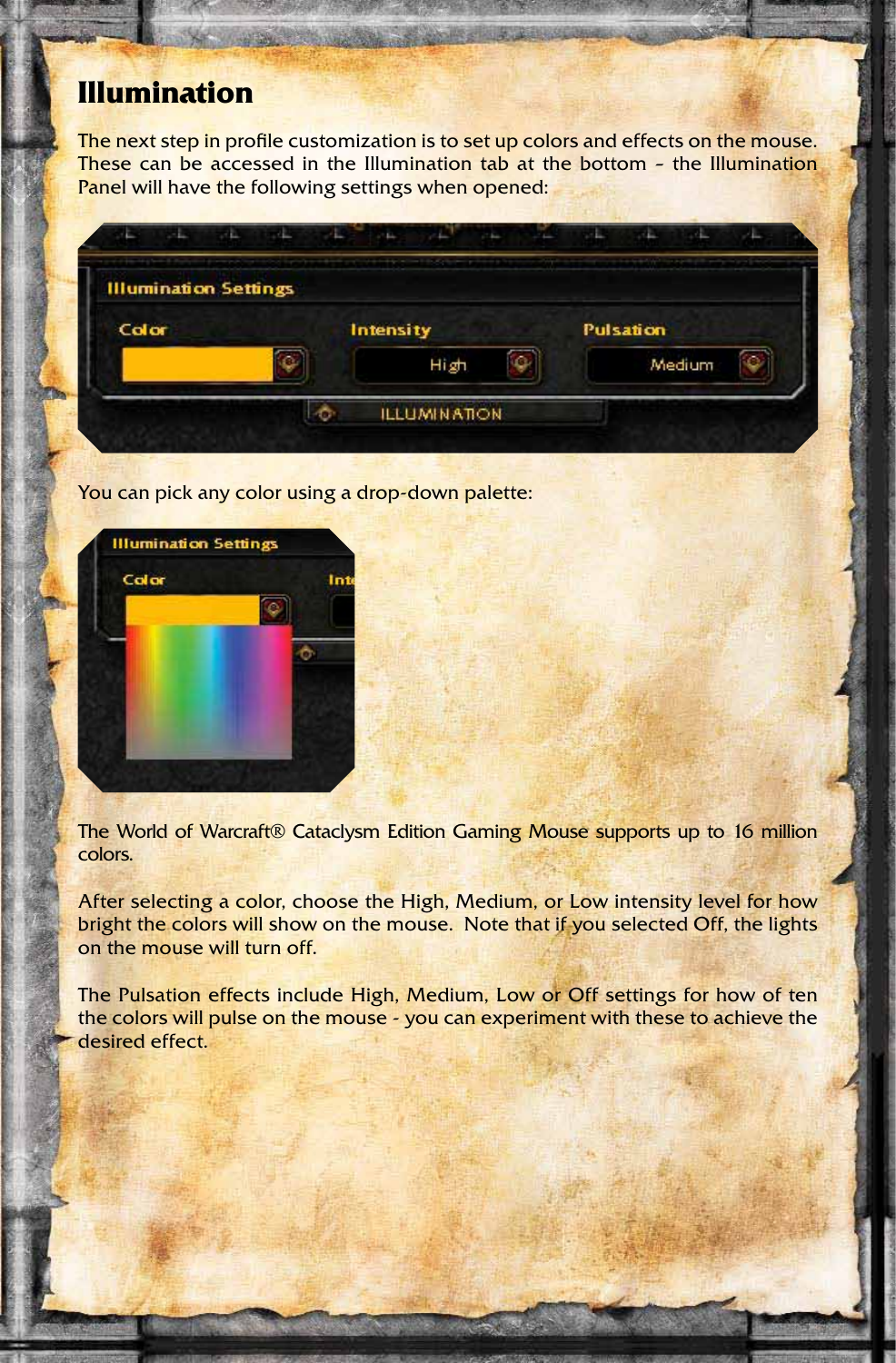# Illumination

The next step in profile customization is to set up colors and effects on the mouse. These can be accessed in the Illumination tab at the bottom – the Illumination Panel will have the following settings when opened:

You can pick any color using a drop-down palette:

The World of Warcraft® Cataclysm Edition Gaming Mouse supports up to 16 million colors.

After selecting a color, choose the High, Medium, or Low intensity level for how bright the colors will show on the mouse. Note that if you selected Off, the lights on the mouse will turn off.

The Pulsation effects include High, Medium, Low or Off settings for how of ten the colors will pulse on the mouse - you can experiment with these to achieve the desired effect.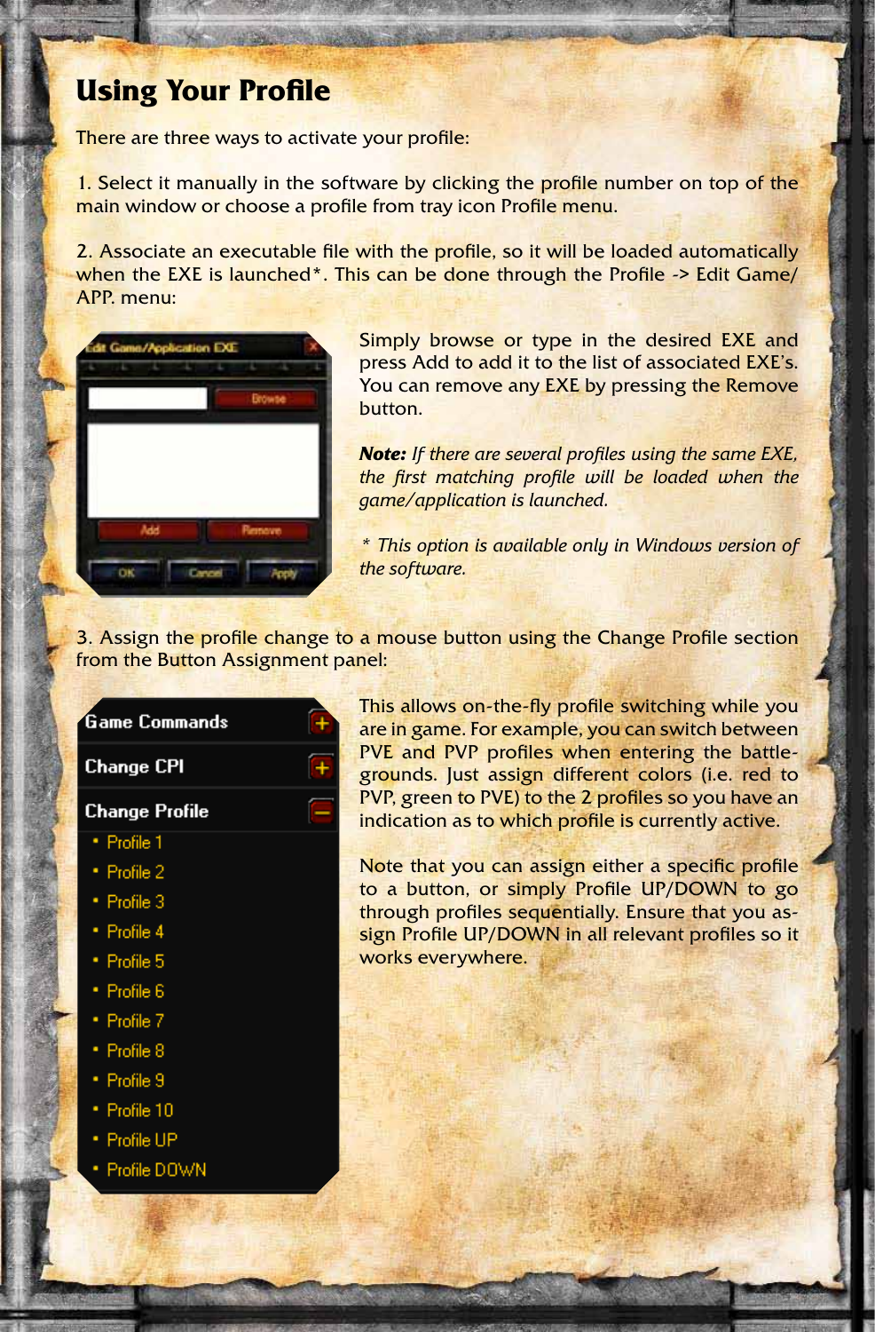# Using Your Profile

There are three ways to activate your profile:

1. Select it manually in the software by clicking the profile number on top of the main window or choose a profile from tray icon Profile menu.

2. Associate an executable file with the profile, so it will be loaded automatically when the EXE is launched*. This can be done through the Profile -> Edit Game/APP. menu:

Simply browse or type in the desired EXE and press Add to add it to the list of associated EXE's. You can remove any EXE by pressing the Remove button.

***Note:*** *If there are several profiles using the same EXE, the first matching profile will be loaded when the game/application is launched.*

*\* This option is available only in Windows version of the software.*

3. Assign the profile change to a mouse button using the Change Profile section from the Button Assignment panel:

This allows on-the-fly profile switching while you are in game. For example, you can switch between PVE and PVP profiles when entering the battlegrounds. Just assign different colors (i.e. red to PVP, green to PVE) to the 2 profiles so you have an indication as to which profile is currently active.

Note that you can assign either a specific profile to a button, or simply Profile UP/DOWN to go through profiles sequentially. Ensure that you assign Profile UP/DOWN in all relevant profiles so it works everywhere.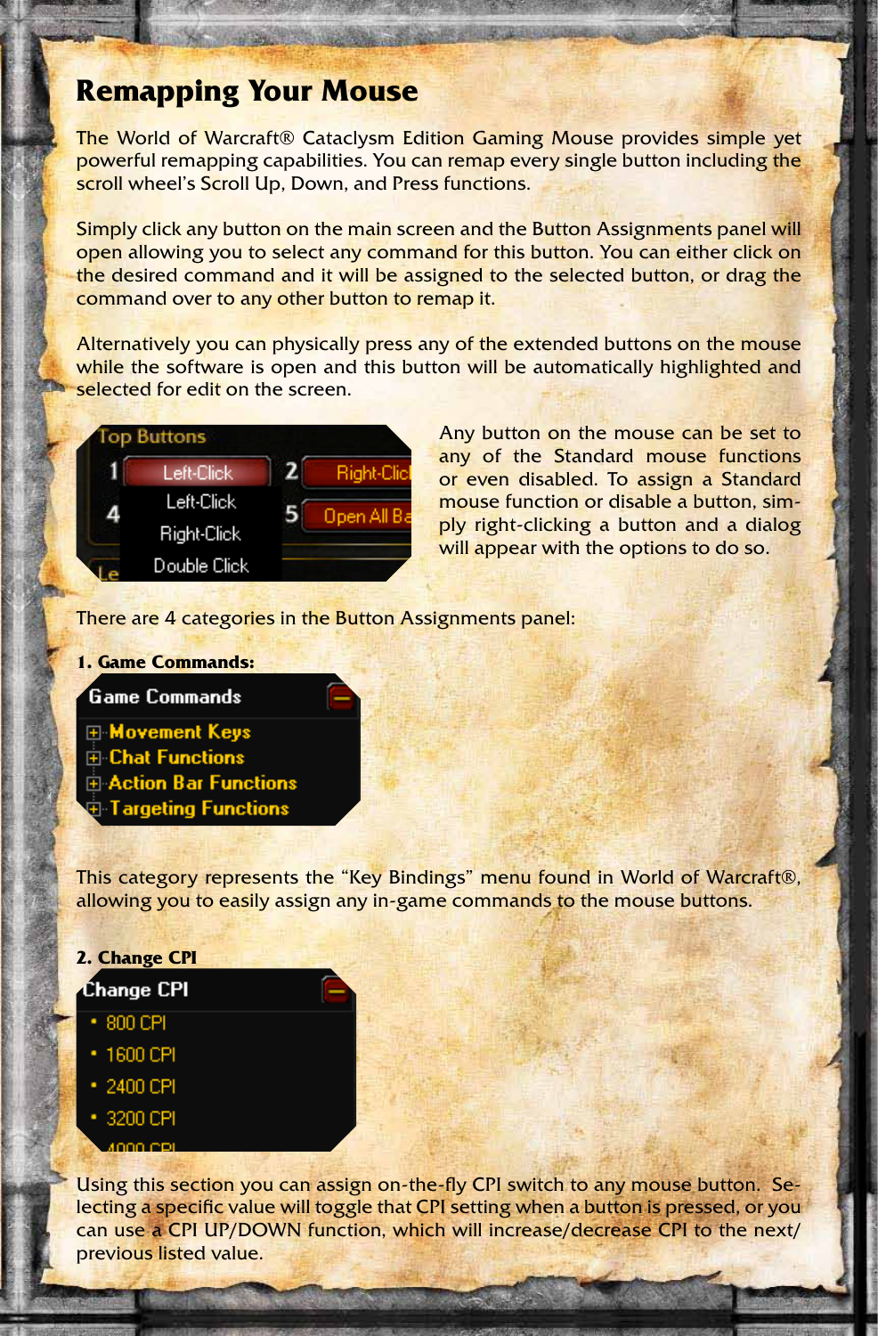# Remapping Your Mouse

The World of Warcraft® Cataclysm Edition Gaming Mouse provides simple yet powerful remapping capabilities. You can remap every single button including the scroll wheel's Scroll Up, Down, and Press functions.

Simply click any button on the main screen and the Button Assignments panel will open allowing you to select any command for this button. You can either click on the desired command and it will be assigned to the selected button, or drag the command over to any other button to remap it.

Alternatively you can physically press any of the extended buttons on the mouse while the software is open and this button will be automatically highlighted and selected for edit on the screen.

Any button on the mouse can be set to any of the Standard mouse functions or even disabled. To assign a Standard mouse function or disable a button, simply right-clicking a button and a dialog will appear with the options to do so.

There are 4 categories in the Button Assignments panel:

**1. Game Commands:**

This category represents the "Key Bindings" menu found in World of Warcraft®, allowing you to easily assign any in-game commands to the mouse buttons.

**2. Change CPI**

Using this section you can assign on-the-fly CPI switch to any mouse button. Selecting a specific value will toggle that CPI setting when a button is pressed, or you can use a CPI UP/DOWN function, which will increase/decrease CPI to the next/previous listed value.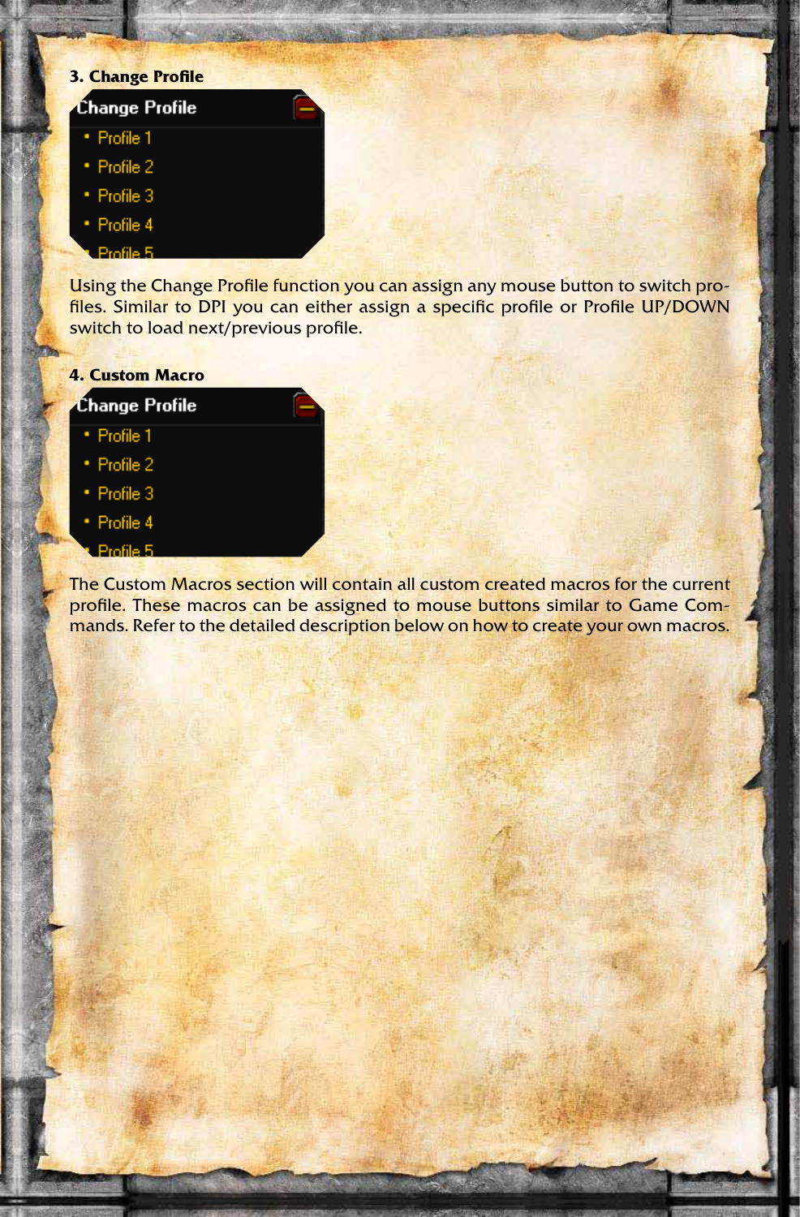**3. Change Profile**

Change Profile
- Profile 1
- Profile 2
- Profile 3
- Profile 4
- Profile 5

Using the Change Profile function you can assign any mouse button to switch profiles. Similar to DPI you can either assign a specific profile or Profile UP/DOWN switch to load next/previous profile.

**4. Custom Macro**

Change Profile
- Profile 1
- Profile 2
- Profile 3
- Profile 4
- Profile 5

The Custom Macros section will contain all custom created macros for the current profile. These macros can be assigned to mouse buttons similar to Game Commands. Refer to the detailed description below on how to create your own macros.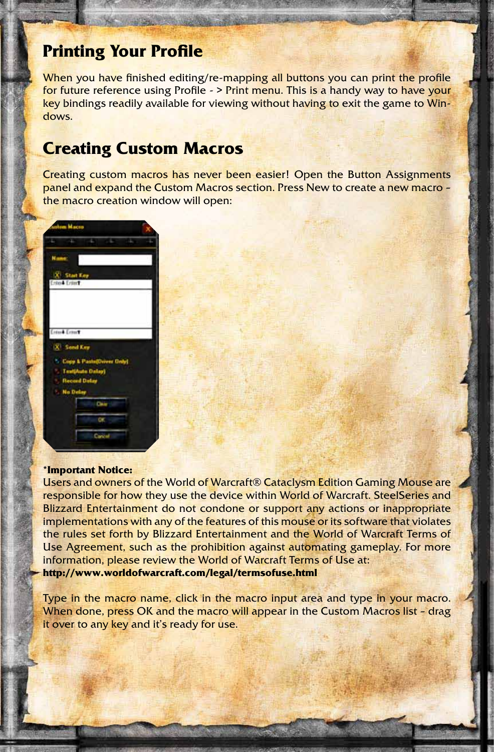## Printing Your Profile

When you have finished editing/re-mapping all buttons you can print the profile for future reference using Profile - > Print menu. This is a handy way to have your key bindings readily available for viewing without having to exit the game to Windows.

## Creating Custom Macros

Creating custom macros has never been easier! Open the Button Assignments panel and expand the Custom Macros section. Press New to create a new macro – the macro creation window will open:

**\*Important Notice:**
Users and owners of the World of Warcraft® Cataclysm Edition Gaming Mouse are responsible for how they use the device within World of Warcraft. SteelSeries and Blizzard Entertainment do not condone or support any actions or inappropriate implementations with any of the features of this mouse or its software that violates the rules set forth by Blizzard Entertainment and the World of Warcraft Terms of Use Agreement, such as the prohibition against automating gameplay. For more information, please review the World of Warcraft Terms of Use at:
**http://www.worldofwarcraft.com/legal/termsofuse.html**

Type in the macro name, click in the macro input area and type in your macro. When done, press OK and the macro will appear in the Custom Macros list – drag it over to any key and it's ready for use.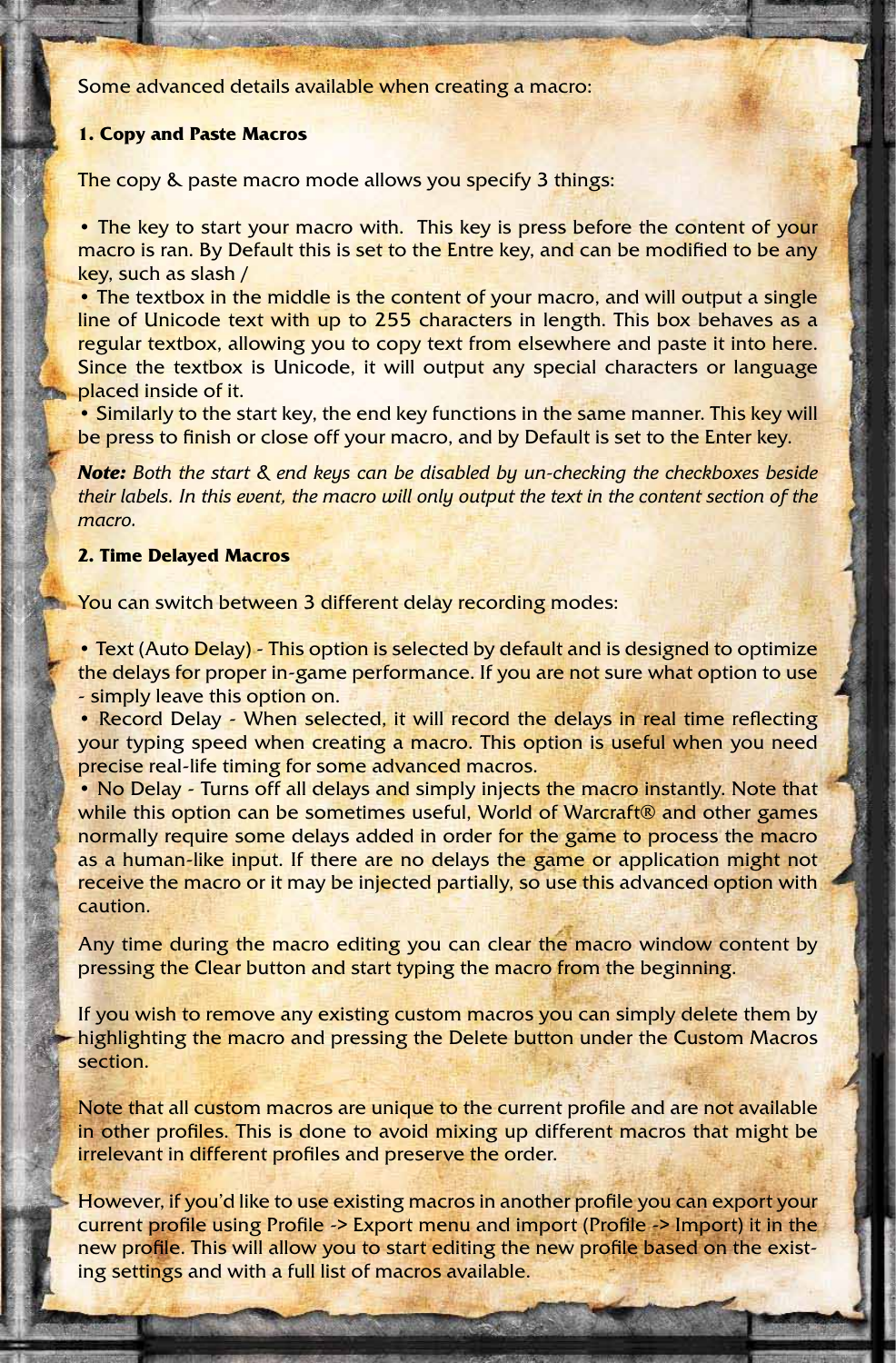Some advanced details available when creating a macro:

**1. Copy and Paste Macros**

The copy & paste macro mode allows you specify 3 things:

- The key to start your macro with. This key is press before the content of your macro is ran. By Default this is set to the Entre key, and can be modified to be any key, such as slash /
- The textbox in the middle is the content of your macro, and will output a single line of Unicode text with up to 255 characters in length. This box behaves as a regular textbox, allowing you to copy text from elsewhere and paste it into here. Since the textbox is Unicode, it will output any special characters or language placed inside of it.
- Similarly to the start key, the end key functions in the same manner. This key will be press to finish or close off your macro, and by Default is set to the Enter key.

***Note:*** *Both the start & end keys can be disabled by un-checking the checkboxes beside their labels. In this event, the macro will only output the text in the content section of the macro.*

**2. Time Delayed Macros**

You can switch between 3 different delay recording modes:

- Text (Auto Delay) - This option is selected by default and is designed to optimize the delays for proper in-game performance. If you are not sure what option to use - simply leave this option on.
- Record Delay - When selected, it will record the delays in real time reflecting your typing speed when creating a macro. This option is useful when you need precise real-life timing for some advanced macros.
- No Delay - Turns off all delays and simply injects the macro instantly. Note that while this option can be sometimes useful, World of Warcraft® and other games normally require some delays added in order for the game to process the macro as a human-like input. If there are no delays the game or application might not receive the macro or it may be injected partially, so use this advanced option with caution.

Any time during the macro editing you can clear the macro window content by pressing the Clear button and start typing the macro from the beginning.

If you wish to remove any existing custom macros you can simply delete them by highlighting the macro and pressing the Delete button under the Custom Macros section.

Note that all custom macros are unique to the current profile and are not available in other profiles. This is done to avoid mixing up different macros that might be irrelevant in different profiles and preserve the order.

However, if you'd like to use existing macros in another profile you can export your current profile using Profile -> Export menu and import (Profile -> Import) it in the new profile. This will allow you to start editing the new profile based on the existing settings and with a full list of macros available.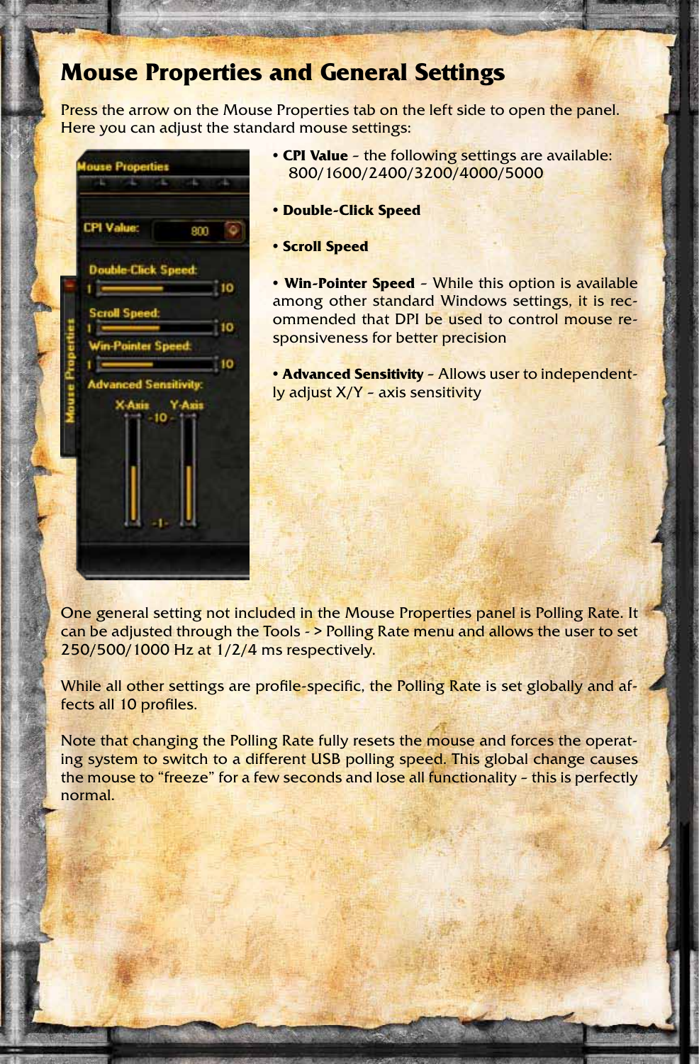# Mouse Properties and General Settings

Press the arrow on the Mouse Properties tab on the left side to open the panel. Here you can adjust the standard mouse settings:

- **CPI Value** – the following settings are available: 800/1600/2400/3200/4000/5000
- **Double-Click Speed**
- **Scroll Speed**
- **Win-Pointer Speed** – While this option is available among other standard Windows settings, it is recommended that DPI be used to control mouse responsiveness for better precision
- **Advanced Sensitivity** – Allows user to independently adjust X/Y – axis sensitivity

One general setting not included in the Mouse Properties panel is Polling Rate. It can be adjusted through the Tools - > Polling Rate menu and allows the user to set 250/500/1000 Hz at 1/2/4 ms respectively.

While all other settings are profile-specific, the Polling Rate is set globally and affects all 10 profiles.

Note that changing the Polling Rate fully resets the mouse and forces the operating system to switch to a different USB polling speed. This global change causes the mouse to "freeze" for a few seconds and lose all functionality – this is perfectly normal.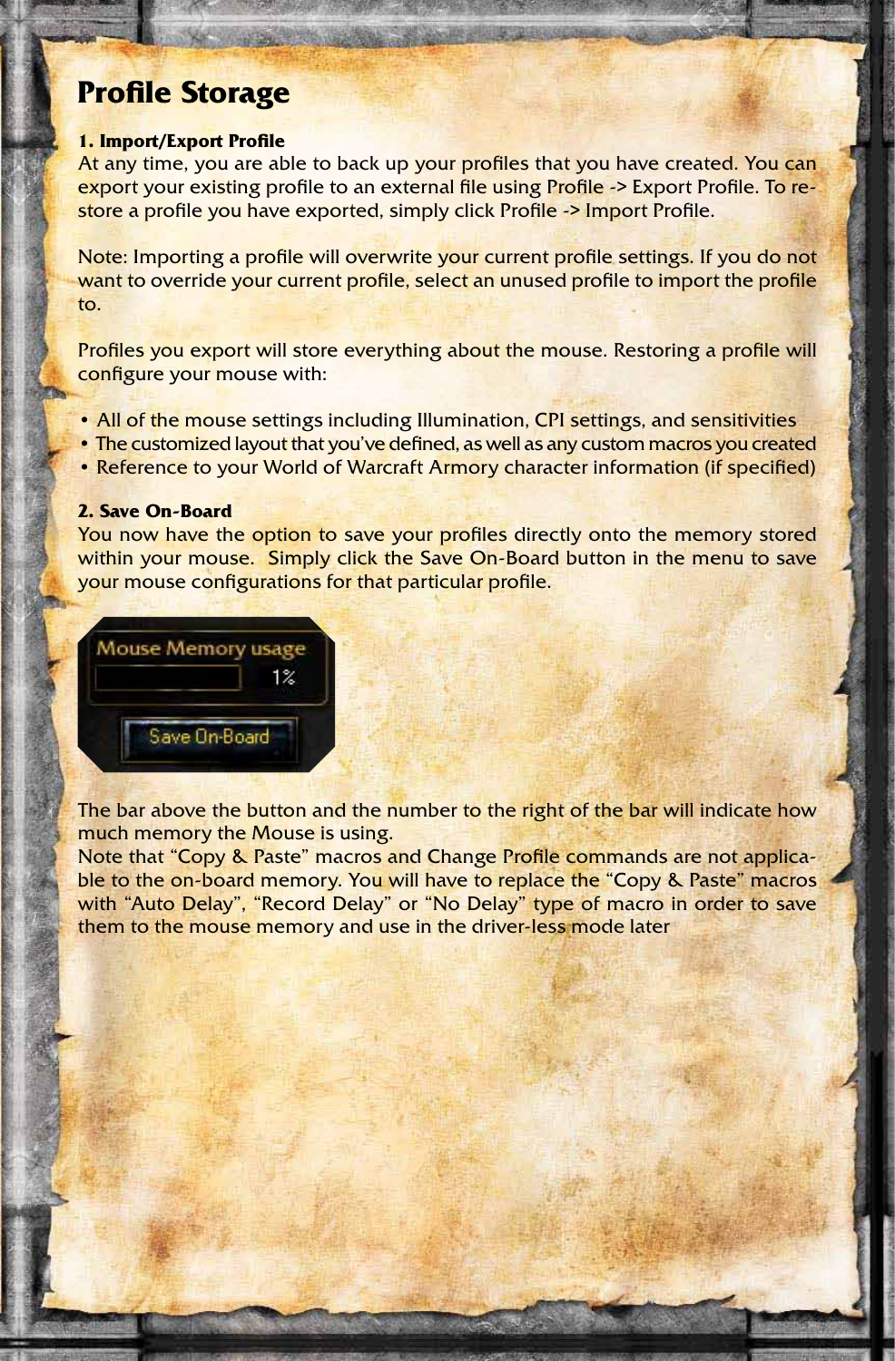# Profile Storage

**1. Import/Export Profile**

At any time, you are able to back up your profiles that you have created. You can export your existing profile to an external file using Profile -> Export Profile. To restore a profile you have exported, simply click Profile -> Import Profile.

Note: Importing a profile will overwrite your current profile settings. If you do not want to override your current profile, select an unused profile to import the profile to.

Profiles you export will store everything about the mouse. Restoring a profile will configure your mouse with:

- All of the mouse settings including Illumination, CPI settings, and sensitivities
- The customized layout that you've defined, as well as any custom macros you created
- Reference to your World of Warcraft Armory character information (if specified)

**2. Save On-Board**

You now have the option to save your profiles directly onto the memory stored within your mouse. Simply click the Save On-Board button in the menu to save your mouse configurations for that particular profile.

Mouse Memory usage
1%
Save On-Board

The bar above the button and the number to the right of the bar will indicate how much memory the Mouse is using.

Note that "Copy & Paste" macros and Change Profile commands are not applicable to the on-board memory. You will have to replace the "Copy & Paste" macros with "Auto Delay", "Record Delay" or "No Delay" type of macro in order to save them to the mouse memory and use in the driver-less mode later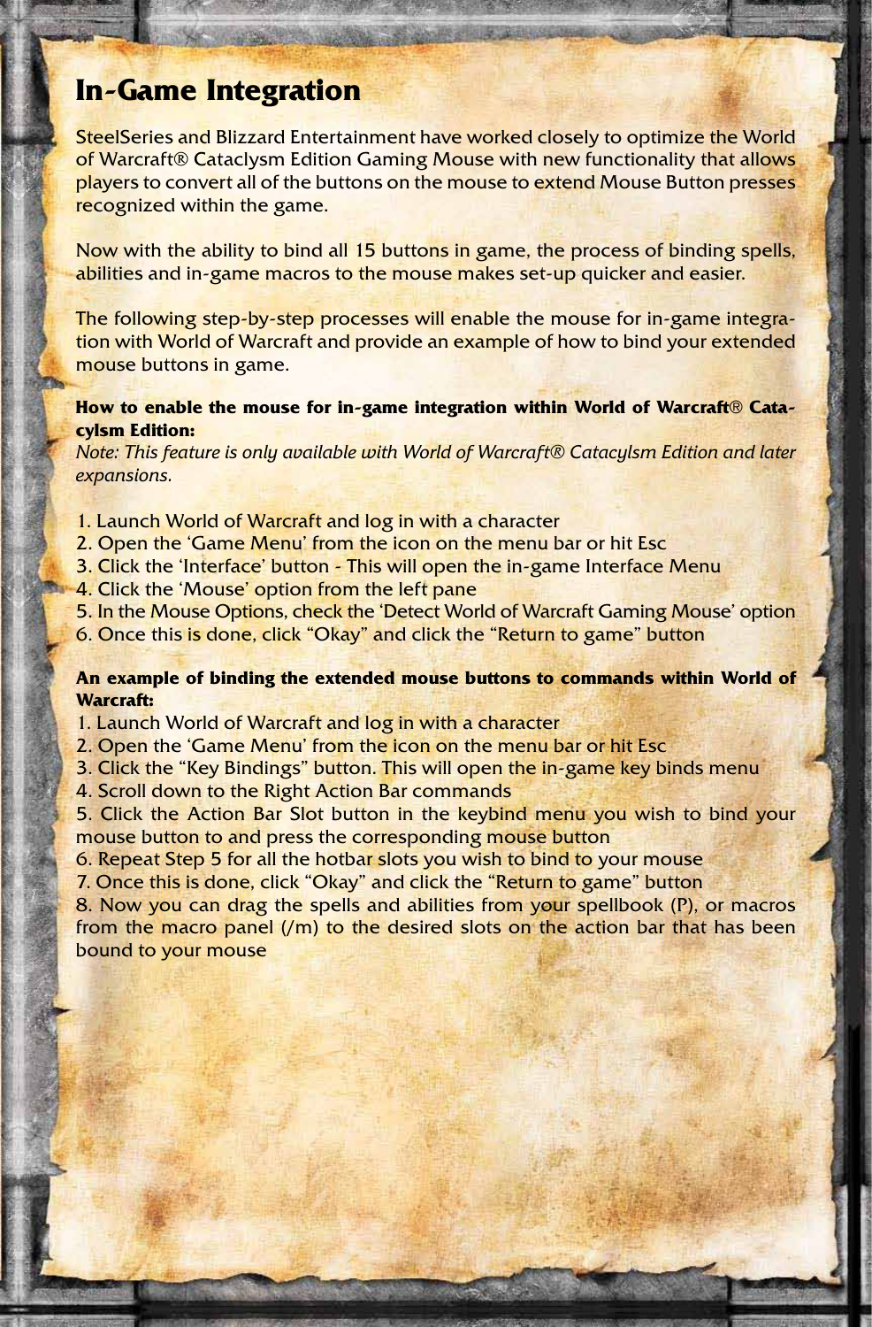# In-Game Integration

SteelSeries and Blizzard Entertainment have worked closely to optimize the World of Warcraft® Cataclysm Edition Gaming Mouse with new functionality that allows players to convert all of the buttons on the mouse to extend Mouse Button presses recognized within the game.

Now with the ability to bind all 15 buttons in game, the process of binding spells, abilities and in-game macros to the mouse makes set-up quicker and easier.

The following step-by-step processes will enable the mouse for in-game integration with World of Warcraft and provide an example of how to bind your extended mouse buttons in game.

**How to enable the mouse for in-game integration within World of Warcraft® Catacylsm Edition:**

*Note: This feature is only available with World of Warcraft® Catacylsm Edition and later expansions.*

1. Launch World of Warcraft and log in with a character
2. Open the 'Game Menu' from the icon on the menu bar or hit Esc
3. Click the 'Interface' button - This will open the in-game Interface Menu
4. Click the 'Mouse' option from the left pane
5. In the Mouse Options, check the 'Detect World of Warcraft Gaming Mouse' option
6. Once this is done, click "Okay" and click the "Return to game" button

**An example of binding the extended mouse buttons to commands within World of Warcraft:**

1. Launch World of Warcraft and log in with a character
2. Open the 'Game Menu' from the icon on the menu bar or hit Esc
3. Click the "Key Bindings" button. This will open the in-game key binds menu
4. Scroll down to the Right Action Bar commands
5. Click the Action Bar Slot button in the keybind menu you wish to bind your mouse button to and press the corresponding mouse button
6. Repeat Step 5 for all the hotbar slots you wish to bind to your mouse
7. Once this is done, click "Okay" and click the "Return to game" button
8. Now you can drag the spells and abilities from your spellbook (P), or macros from the macro panel (/m) to the desired slots on the action bar that has been bound to your mouse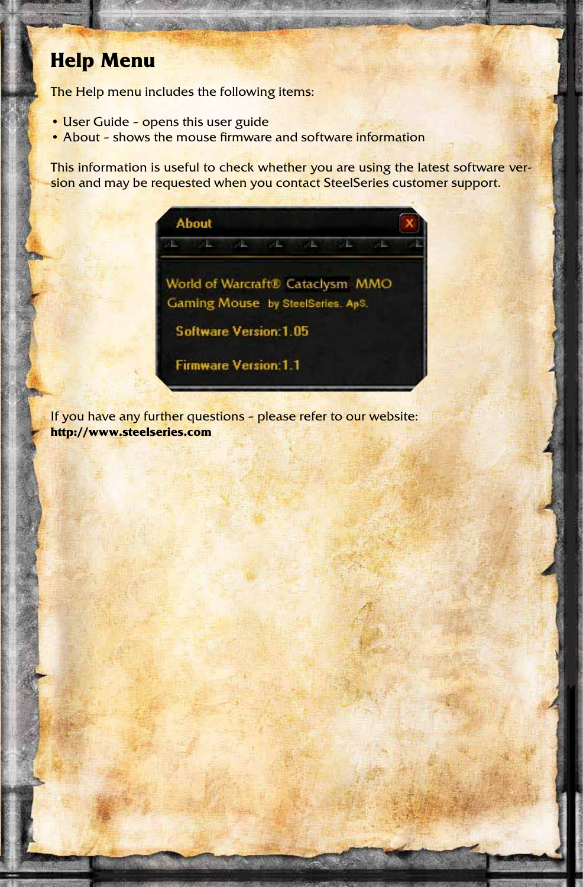# Help Menu

The Help menu includes the following items:

- User Guide – opens this user guide
- About – shows the mouse firmware and software information

This information is useful to check whether you are using the latest software version and may be requested when you contact SteelSeries customer support.

If you have any further questions – please refer to our website:
**http://www.steelseries.com**